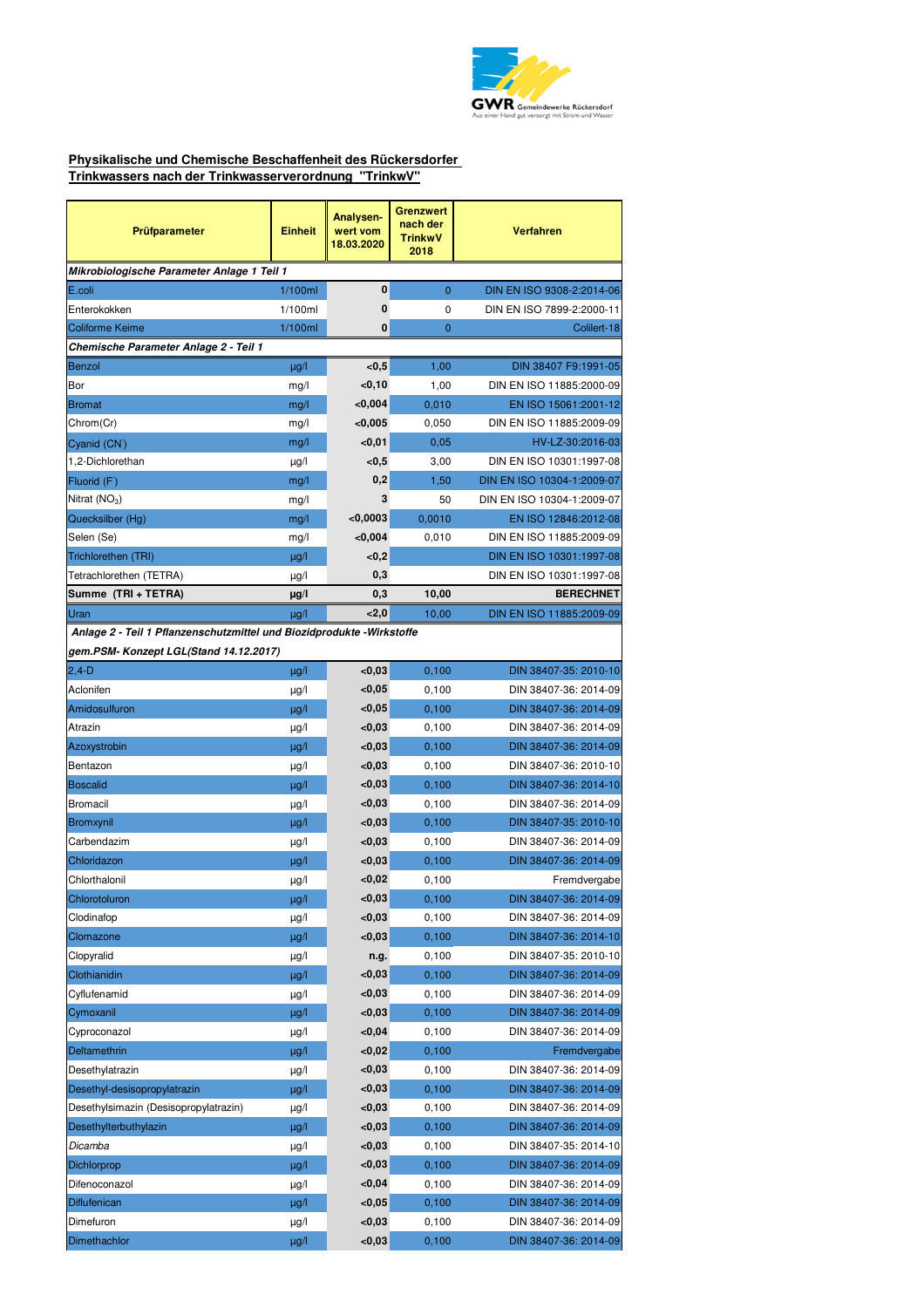GWR Gemeindewerke Rückersdorf
Aus einer Hand gut versorgt mit Strom und Wasser

## Physikalische und Chemische Beschaffenheit des Rückersdorfer Trinkwassers nach der Trinkwasserverordnung "TrinkwV"

| Prüfparameter | Einheit | Analysenwert vom 18.03.2020 | Grenzwert nach der TrinkwV 2018 | Verfahren |
|---|---|---|---|---|
| ***Mikrobiologische Parameter Anlage 1 Teil 1*** | | | | |
| E.coli | 1/100ml | **0** | 0 | DIN EN ISO 9308-2:2014-06 |
| Enterokokken | 1/100ml | **0** | 0 | DIN EN ISO 7899-2:2000-11 |
| Coliforme Keime | 1/100ml | **0** | 0 | Colilert-18 |
| ***Chemische Parameter Anlage 2 - Teil 1*** | | | | |
| Benzol | µg/l | **<0,5** | 1,00 | DIN 38407 F9:1991-05 |
| Bor | mg/l | **<0,10** | 1,00 | DIN EN ISO 11885:2000-09 |
| Bromat | mg/l | **<0,004** | 0,010 | EN ISO 15061:2001-12 |
| Chrom(Cr) | mg/l | **<0,005** | 0,050 | DIN EN ISO 11885:2009-09 |
| Cyanid ($CN^-$) | mg/l | **<0,01** | 0,05 | HV-LZ-30:2016-03 |
| 1,2-Dichlorethan | µg/l | **<0,5** | 3,00 | DIN EN ISO 10301:1997-08 |
| Fluorid ($F^-$) | mg/l | **0,2** | 1,50 | DIN EN ISO 10304-1:2009-07 |
| Nitrat ($NO_3$) | mg/l | **3** | 50 | DIN EN ISO 10304-1:2009-07 |
| Quecksilber (Hg) | mg/l | **<0,0003** | 0,0010 | EN ISO 12846:2012-08 |
| Selen (Se) | mg/l | **<0,004** | 0,010 | DIN EN ISO 11885:2009-09 |
| Trichlorethen (TRI) | µg/l | **<0,2** | | DIN EN ISO 10301:1997-08 |
| Tetrachlorethen (TETRA) | µg/l | **0,3** | | DIN EN ISO 10301:1997-08 |
| **Summe (TRI + TETRA)** | **µg/l** | **0,3** | **10,00** | **BERECHNET** |
| Uran | µg/l | **<2,0** | 10,00 | DIN EN ISO 11885:2009-09 |
| ***Anlage 2 - Teil 1 Pflanzenschutzmittel und Biozidprodukte -Wirkstoffe gem.PSM- Konzept LGL(Stand 14.12.2017)*** | | | | |
| 2,4-D | µg/l | **<0,03** | 0,100 | DIN 38407-35: 2010-10 |
| Aclonifen | µg/l | **<0,05** | 0,100 | DIN 38407-36: 2014-09 |
| Amidosulfuron | µg/l | **<0,05** | 0,100 | DIN 38407-36: 2014-09 |
| Atrazin | µg/l | **<0,03** | 0,100 | DIN 38407-36: 2014-09 |
| Azoxystrobin | µg/l | **<0,03** | 0,100 | DIN 38407-36: 2014-09 |
| Bentazon | µg/l | **<0,03** | 0,100 | DIN 38407-36: 2010-10 |
| Boscalid | µg/l | **<0,03** | 0,100 | DIN 38407-36: 2014-10 |
| Bromacil | µg/l | **<0,03** | 0,100 | DIN 38407-36: 2014-09 |
| Bromxynil | µg/l | **<0,03** | 0,100 | DIN 38407-35: 2010-10 |
| Carbendazim | µg/l | **<0,03** | 0,100 | DIN 38407-36: 2014-09 |
| Chloridazon | µg/l | **<0,03** | 0,100 | DIN 38407-36: 2014-09 |
| Chlorthalonil | µg/l | **<0,02** | 0,100 | Fremdvergabe |
| Chlorotoluron | µg/l | **<0,03** | 0,100 | DIN 38407-36: 2014-09 |
| Clodinafop | µg/l | **<0,03** | 0,100 | DIN 38407-36: 2014-09 |
| Clomazone | µg/l | **<0,03** | 0,100 | DIN 38407-36: 2014-10 |
| Clopyralid | µg/l | **n.g.** | 0,100 | DIN 38407-35: 2010-10 |
| Clothianidin | µg/l | **<0,03** | 0,100 | DIN 38407-36: 2014-09 |
| Cyflufenamid | µg/l | **<0,03** | 0,100 | DIN 38407-36: 2014-09 |
| Cymoxanil | µg/l | **<0,03** | 0,100 | DIN 38407-36: 2014-09 |
| Cyproconazol | µg/l | **<0,04** | 0,100 | DIN 38407-36: 2014-09 |
| Deltamethrin | µg/l | **<0,02** | 0,100 | Fremdvergabe |
| Desethylatrazin | µg/l | **<0,03** | 0,100 | DIN 38407-36: 2014-09 |
| Desethyl-desisopropylatrazin | µg/l | **<0,03** | 0,100 | DIN 38407-36: 2014-09 |
| Desethylsimazin (Desisopropylatrazin) | µg/l | **<0,03** | 0,100 | DIN 38407-36: 2014-09 |
| Desethylterbuthylazin | µg/l | **<0,03** | 0,100 | DIN 38407-36: 2014-09 |
| *Dicamba* | µg/l | **<0,03** | 0,100 | DIN 38407-35: 2014-10 |
| Dichlorprop | µg/l | **<0,03** | 0,100 | DIN 38407-36: 2014-09 |
| Difenoconazol | µg/l | **<0,04** | 0,100 | DIN 38407-36: 2014-09 |
| Diflufenican | µg/l | **<0,05** | 0,100 | DIN 38407-36: 2014-09 |
| Dimefuron | µg/l | **<0,03** | 0,100 | DIN 38407-36: 2014-09 |
| Dimethachlor | µg/l | **<0,03** | 0,100 | DIN 38407-36: 2014-09 |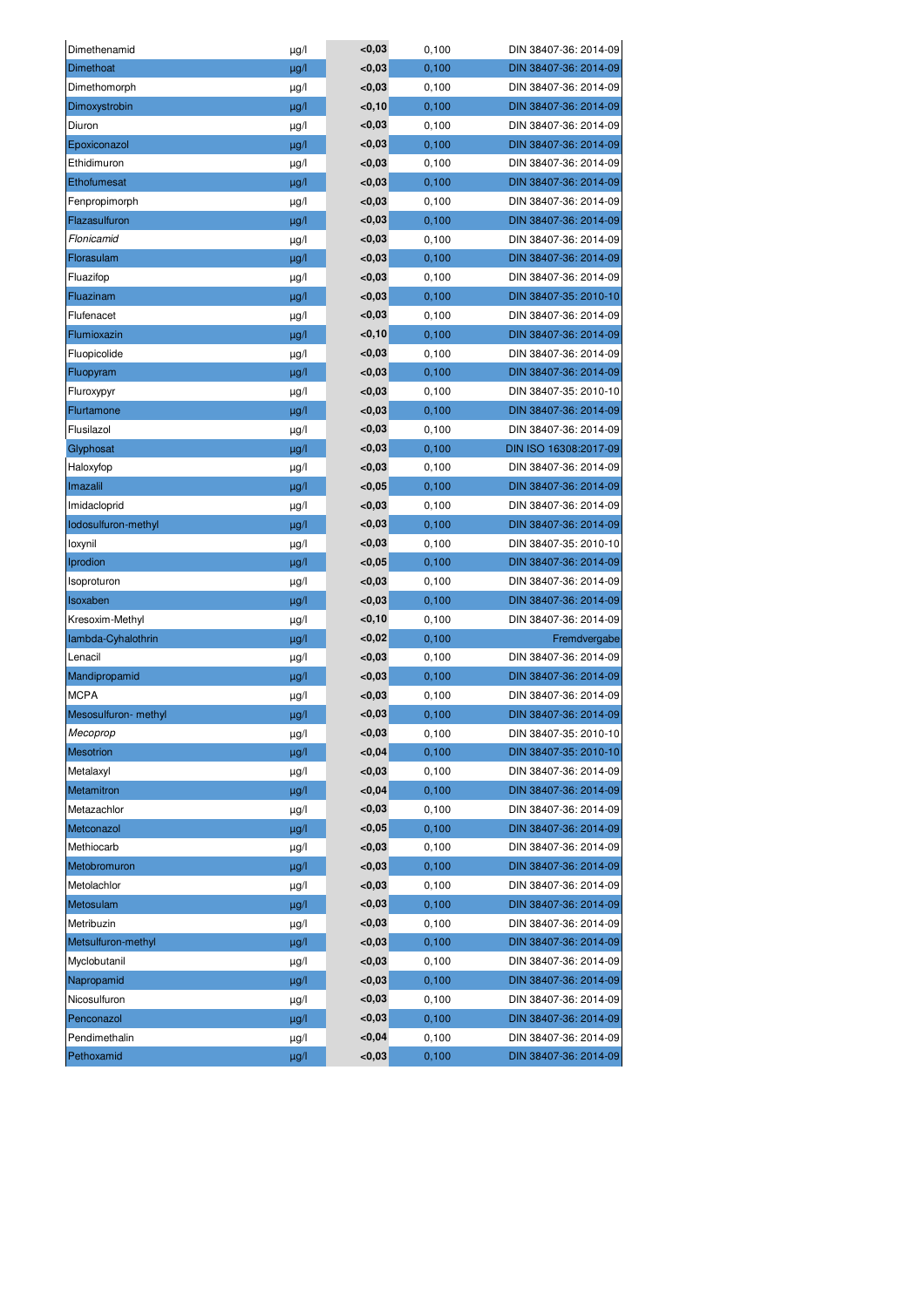| | | | | |
|---|---|---|---|---|
| Dimethenamid | µg/l | **<0,03** | 0,100 | DIN 38407-36: 2014-09 |
| Dimethoat | µg/l | **<0,03** | 0,100 | DIN 38407-36: 2014-09 |
| Dimethomorph | µg/l | **<0,03** | 0,100 | DIN 38407-36: 2014-09 |
| Dimoxystrobin | µg/l | **<0,10** | 0,100 | DIN 38407-36: 2014-09 |
| Diuron | µg/l | **<0,03** | 0,100 | DIN 38407-36: 2014-09 |
| Epoxiconazol | µg/l | **<0,03** | 0,100 | DIN 38407-36: 2014-09 |
| Ethidimuron | µg/l | **<0,03** | 0,100 | DIN 38407-36: 2014-09 |
| Ethofumesat | µg/l | **<0,03** | 0,100 | DIN 38407-36: 2014-09 |
| Fenpropimorph | µg/l | **<0,03** | 0,100 | DIN 38407-36: 2014-09 |
| Flazasulfuron | µg/l | **<0,03** | 0,100 | DIN 38407-36: 2014-09 |
| *Flonicamid* | µg/l | **<0,03** | 0,100 | DIN 38407-36: 2014-09 |
| Florasulam | µg/l | **<0,03** | 0,100 | DIN 38407-36: 2014-09 |
| Fluazifop | µg/l | **<0,03** | 0,100 | DIN 38407-36: 2014-09 |
| Fluazinam | µg/l | **<0,03** | 0,100 | DIN 38407-35: 2010-10 |
| Flufenacet | µg/l | **<0,03** | 0,100 | DIN 38407-36: 2014-09 |
| Flumioxazin | µg/l | **<0,10** | 0,100 | DIN 38407-36: 2014-09 |
| Fluopicolide | µg/l | **<0,03** | 0,100 | DIN 38407-36: 2014-09 |
| Fluopyram | µg/l | **<0,03** | 0,100 | DIN 38407-36: 2014-09 |
| Fluroxypyr | µg/l | **<0,03** | 0,100 | DIN 38407-35: 2010-10 |
| Flurtamone | µg/l | **<0,03** | 0,100 | DIN 38407-36: 2014-09 |
| Flusilazol | µg/l | **<0,03** | 0,100 | DIN 38407-36: 2014-09 |
| Glyphosat | µg/l | **<0,03** | 0,100 | DIN ISO 16308:2017-09 |
| Haloxyfop | µg/l | **<0,03** | 0,100 | DIN 38407-36: 2014-09 |
| Imazalil | µg/l | **<0,05** | 0,100 | DIN 38407-36: 2014-09 |
| Imidacloprid | µg/l | **<0,03** | 0,100 | DIN 38407-36: 2014-09 |
| Iodosulfuron-methyl | µg/l | **<0,03** | 0,100 | DIN 38407-36: 2014-09 |
| Ioxynil | µg/l | **<0,03** | 0,100 | DIN 38407-35: 2010-10 |
| Iprodion | µg/l | **<0,05** | 0,100 | DIN 38407-36: 2014-09 |
| Isoproturon | µg/l | **<0,03** | 0,100 | DIN 38407-36: 2014-09 |
| Isoxaben | µg/l | **<0,03** | 0,100 | DIN 38407-36: 2014-09 |
| Kresoxim-Methyl | µg/l | **<0,10** | 0,100 | DIN 38407-36: 2014-09 |
| lambda-Cyhalothrin | µg/l | **<0,02** | 0,100 | Fremdvergabe |
| Lenacil | µg/l | **<0,03** | 0,100 | DIN 38407-36: 2014-09 |
| Mandipropamid | µg/l | **<0,03** | 0,100 | DIN 38407-36: 2014-09 |
| MCPA | µg/l | **<0,03** | 0,100 | DIN 38407-36: 2014-09 |
| Mesosulfuron- methyl | µg/l | **<0,03** | 0,100 | DIN 38407-36: 2014-09 |
| *Mecoprop* | µg/l | **<0,03** | 0,100 | DIN 38407-35: 2010-10 |
| Mesotrion | µg/l | **<0,04** | 0,100 | DIN 38407-35: 2010-10 |
| Metalaxyl | µg/l | **<0,03** | 0,100 | DIN 38407-36: 2014-09 |
| Metamitron | µg/l | **<0,04** | 0,100 | DIN 38407-36: 2014-09 |
| Metazachlor | µg/l | **<0,03** | 0,100 | DIN 38407-36: 2014-09 |
| Metconazol | µg/l | **<0,05** | 0,100 | DIN 38407-36: 2014-09 |
| Methiocarb | µg/l | **<0,03** | 0,100 | DIN 38407-36: 2014-09 |
| Metobromuron | µg/l | **<0,03** | 0,100 | DIN 38407-36: 2014-09 |
| Metolachlor | µg/l | **<0,03** | 0,100 | DIN 38407-36: 2014-09 |
| Metosulam | µg/l | **<0,03** | 0,100 | DIN 38407-36: 2014-09 |
| Metribuzin | µg/l | **<0,03** | 0,100 | DIN 38407-36: 2014-09 |
| Metsulfuron-methyl | µg/l | **<0,03** | 0,100 | DIN 38407-36: 2014-09 |
| Myclobutanil | µg/l | **<0,03** | 0,100 | DIN 38407-36: 2014-09 |
| Napropamid | µg/l | **<0,03** | 0,100 | DIN 38407-36: 2014-09 |
| Nicosulfuron | µg/l | **<0,03** | 0,100 | DIN 38407-36: 2014-09 |
| Penconazol | µg/l | **<0,03** | 0,100 | DIN 38407-36: 2014-09 |
| Pendimethalin | µg/l | **<0,04** | 0,100 | DIN 38407-36: 2014-09 |
| Pethoxamid | µg/l | **<0,03** | 0,100 | DIN 38407-36: 2014-09 |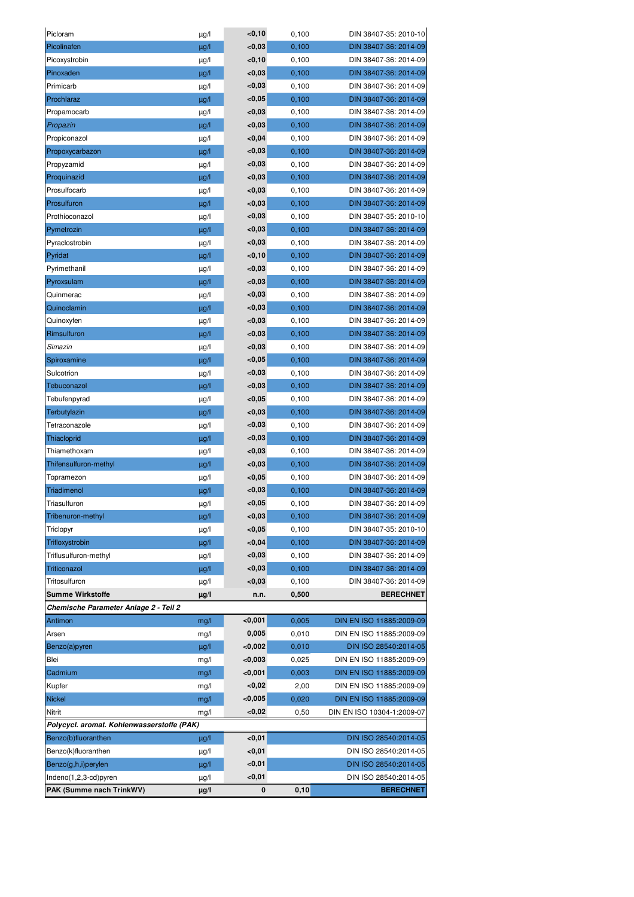| | | | | |
|---|---|---|---|---|
| Picloram | µg/l | **<0,10** | 0,100 | DIN 38407-35: 2010-10 |
| Picolinafen | µg/l | **<0,03** | 0,100 | DIN 38407-36: 2014-09 |
| Picoxystrobin | µg/l | **<0,10** | 0,100 | DIN 38407-36: 2014-09 |
| Pinoxaden | µg/l | **<0,03** | 0,100 | DIN 38407-36: 2014-09 |
| Primicarb | µg/l | **<0,03** | 0,100 | DIN 38407-36: 2014-09 |
| Prochlaraz | µg/l | **<0,05** | 0,100 | DIN 38407-36: 2014-09 |
| Propamocarb | µg/l | **<0,03** | 0,100 | DIN 38407-36: 2014-09 |
| *Propazin* | µg/l | **<0,03** | 0,100 | DIN 38407-36: 2014-09 |
| Propiconazol | µg/l | **<0,04** | 0,100 | DIN 38407-36: 2014-09 |
| Propoxycarbazon | µg/l | **<0,03** | 0,100 | DIN 38407-36: 2014-09 |
| Propyzamid | µg/l | **<0,03** | 0,100 | DIN 38407-36: 2014-09 |
| Proquinazid | µg/l | **<0,03** | 0,100 | DIN 38407-36: 2014-09 |
| Prosulfocarb | µg/l | **<0,03** | 0,100 | DIN 38407-36: 2014-09 |
| Prosulfuron | µg/l | **<0,03** | 0,100 | DIN 38407-36: 2014-09 |
| Prothioconazol | µg/l | **<0,03** | 0,100 | DIN 38407-35: 2010-10 |
| Pymetrozin | µg/l | **<0,03** | 0,100 | DIN 38407-36: 2014-09 |
| Pyraclostrobin | µg/l | **<0,03** | 0,100 | DIN 38407-36: 2014-09 |
| Pyridat | µg/l | **<0,10** | 0,100 | DIN 38407-36: 2014-09 |
| Pyrimethanil | µg/l | **<0,03** | 0,100 | DIN 38407-36: 2014-09 |
| Pyroxsulam | µg/l | **<0,03** | 0,100 | DIN 38407-36: 2014-09 |
| Quinmerac | µg/l | **<0,03** | 0,100 | DIN 38407-36: 2014-09 |
| Quinoclamin | µg/l | **<0,03** | 0,100 | DIN 38407-36: 2014-09 |
| Quinoxyfen | µg/l | **<0,03** | 0,100 | DIN 38407-36: 2014-09 |
| Rimsulfuron | µg/l | **<0,03** | 0,100 | DIN 38407-36: 2014-09 |
| *Simazin* | µg/l | **<0,03** | 0,100 | DIN 38407-36: 2014-09 |
| Spiroxamine | µg/l | **<0,05** | 0,100 | DIN 38407-36: 2014-09 |
| Sulcotrion | µg/l | **<0,03** | 0,100 | DIN 38407-36: 2014-09 |
| Tebuconazol | µg/l | **<0,03** | 0,100 | DIN 38407-36: 2014-09 |
| Tebufenpyrad | µg/l | **<0,05** | 0,100 | DIN 38407-36: 2014-09 |
| Terbutylazin | µg/l | **<0,03** | 0,100 | DIN 38407-36: 2014-09 |
| Tetraconazole | µg/l | **<0,03** | 0,100 | DIN 38407-36: 2014-09 |
| Thiacloprid | µg/l | **<0,03** | 0,100 | DIN 38407-36: 2014-09 |
| Thiamethoxam | µg/l | **<0,03** | 0,100 | DIN 38407-36: 2014-09 |
| Thifensulfuron-methyl | µg/l | **<0,03** | 0,100 | DIN 38407-36: 2014-09 |
| Topramezon | µg/l | **<0,05** | 0,100 | DIN 38407-36: 2014-09 |
| Triadimenol | µg/l | **<0,03** | 0,100 | DIN 38407-36: 2014-09 |
| Triasulfuron | µg/l | **<0,05** | 0,100 | DIN 38407-36: 2014-09 |
| Tribenuron-methyl | µg/l | **<0,03** | 0,100 | DIN 38407-36: 2014-09 |
| Triclopyr | µg/l | **<0,05** | 0,100 | DIN 38407-35: 2010-10 |
| Trifloxystrobin | µg/l | **<0,04** | 0,100 | DIN 38407-36: 2014-09 |
| Triflusulfuron-methyl | µg/l | **<0,03** | 0,100 | DIN 38407-36: 2014-09 |
| Triticonazol | µg/l | **<0,03** | 0,100 | DIN 38407-36: 2014-09 |
| Tritosulfuron | µg/l | **<0,03** | 0,100 | DIN 38407-36: 2014-09 |
| **Summe Wirkstoffe** | **µg/l** | **n.n.** | **0,500** | **BERECHNET** |
| ***Chemische Parameter Anlage 2 - Teil 2*** | | | | |
| Antimon | mg/l | **<0,001** | 0,005 | DIN EN ISO 11885:2009-09 |
| Arsen | mg/l | **0,005** | 0,010 | DIN EN ISO 11885:2009-09 |
| Benzo(a)pyren | µg/l | **<0,002** | 0,010 | DIN ISO 28540:2014-05 |
| Blei | mg/l | **<0,003** | 0,025 | DIN EN ISO 11885:2009-09 |
| Cadmium | mg/l | **<0,001** | 0,003 | DIN EN ISO 11885:2009-09 |
| Kupfer | mg/l | **<0,02** | 2,00 | DIN EN ISO 11885:2009-09 |
| Nickel | mg/l | **<0,005** | 0,020 | DIN EN ISO 11885:2009-09 |
| Nitrit | mg/l | **<0,02** | 0,50 | DIN EN ISO 10304-1:2009-07 |
| ***Polycycl. aromat. Kohlenwasserstoffe (PAK)*** | | | | |
| Benzo(b)fluoranthen | µg/l | **<0,01** | | DIN ISO 28540:2014-05 |
| Benzo(k)fluoranthen | µg/l | **<0,01** | | DIN ISO 28540:2014-05 |
| Benzo(g,h,i)perylen | µg/l | **<0,01** | | DIN ISO 28540:2014-05 |
| Indeno(1,2,3-cd)pyren | µg/l | **<0,01** | | DIN ISO 28540:2014-05 |
| **PAK (Summe nach TrinkWV)** | **µg/l** | **0** | **0,10** | **BERECHNET** |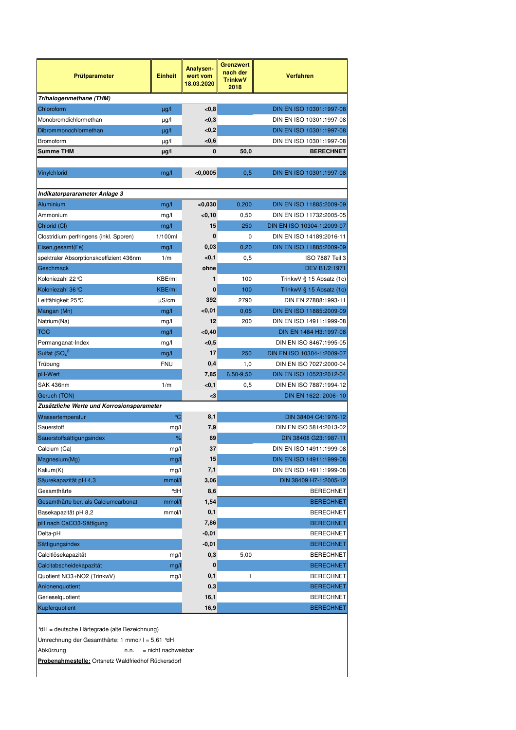| Prüfparameter | Einheit | Analysenwert vom 18.03.2020 | Grenzwert nach der TrinkwV 2018 | Verfahren |
|---|---|---|---|---|
| ***Trihalogenmethane (THM)*** | | | | |
| Chloroform | µg/l | <0,8 | | DIN EN ISO 10301:1997-08 |
| Monobromdichlormethan | µg/l | <0,3 | | DIN EN ISO 10301:1997-08 |
| Dibrommonochlormethan | µg/l | <0,2 | | DIN EN ISO 10301:1997-08 |
| Bromoform | µg/l | <0,6 | | DIN EN ISO 10301:1997-08 |
| **Summe THM** | **µg/l** | **0** | **50,0** | **BERECHNET** |
| | | | | |
| Vinylchlorid | mg/l | <0,0005 | 0,5 | DIN EN ISO 10301:1997-08 |
| | | | | |
| ***Indikatorpararameter Anlage 3*** | | | | |
| Aluminium | mg/l | <0,030 | 0,200 | DIN EN ISO 11885:2009-09 |
| Ammonium | mg/l | <0,10 | 0,50 | DIN EN ISO 11732:2005-05 |
| Chlorid (Cl) | mg/l | 15 | 250 | DIN EN ISO 10304-1:2009-07 |
| Clostridium perfringens (inkl. Sporen) | 1/100ml | 0 | 0 | DIN EN ISO 14189:2016-11 |
| Eisen,gesamt(Fe) | mg/l | 0,03 | 0,20 | DIN EN ISO 11885:2009-09 |
| spektraler Absorptionskoeffizient 436nm | 1/m | <0,1 | 0,5 | ISO 7887 Teil 3 |
| Geschmack | | ohne | | DEV B1/2:1971 |
| Koloniezahl 22°C | KBE/ml | 1 | 100 | TrinkwV § 15 Absatz (1c) |
| Koloniezahl 36°C | KBE/ml | 0 | 100 | TrinkwV § 15 Absatz (1c) |
| Leitfähigkeit 25°C | µS/cm | 392 | 2790 | DIN EN 27888:1993-11 |
| Mangan (Mn) | mg/l | <0,01 | 0,05 | DIN EN ISO 11885:2009-09 |
| Natrium(Na) | mg/l | 12 | 200 | DIN EN ISO 14911:1999-08 |
| TOC | mg/l | <0,40 | | DIN EN 1484 H3:1997-08 |
| Permanganat-Index | mg/l | <0,5 | | DIN EN ISO 8467:1995-05 |
| Sulfat ($SO_4^{2-}$) | mg/l | 17 | 250 | DIN EN ISO 10304-1:2009-07 |
| Trübung | FNU | 0,4 | 1,0 | DIN EN ISO 7027:2000-04 |
| pH-Wert | | 7,85 | 6,50-9,50 | DIN EN ISO 10523:2012-04 |
| SAK 436nm | 1/m | <0,1 | 0,5 | DIN EN ISO 7887:1994-12 |
| Geruch (TON) | | <3 | | DIN EN 1622: 2006- 10 |
| ***Zusätzliche Werte und Korrosionsparameter*** | | | | |
| Wassertemperatur | °C | 8,1 | | DIN 38404 C4:1976-12 |
| Sauerstoff | mg/l | 7,9 | | DIN EN ISO 5814:2013-02 |
| Sauerstoffsättigungsindex | % | 69 | | DIN 38408 G23:1987-11 |
| Calcium (Ca) | mg/l | 37 | | DIN EN ISO 14911:1999-08 |
| Magnesium(Mg) | mg/l | 15 | | DIN EN ISO 14911:1999-08 |
| Kalium(K) | mg/l | 7,1 | | DIN EN ISO 14911:1999-08 |
| Säurekapazität pH 4,3 | mmol/l | 3,06 | | DIN 38409 H7-1:2005-12 |
| Gesamthärte | °dH | 8,6 | | BERECHNET |
| Gesamthärte ber. als Calciumcarbonat | mmol/l | 1,54 | | BERECHNET |
| Basekapazität pH 8,2 | mmol/l | 0,1 | | BERECHNET |
| pH nach CaCO3-Sättigung | | 7,86 | | BERECHNET |
| Delta-pH | | -0,01 | | BERECHNET |
| Sättigungsindex | | -0,01 | | BERECHNET |
| Calcitlösekapazität | mg/l | 0,3 | 5,00 | BERECHNET |
| Calcitabscheidekapazität | mg/l | 0 | | BERECHNET |
| Quotient NO3+NO2 (TrinkwV) | mg/l | 0,1 | 1 | BERECHNET |
| Anionenquotient | | 0,3 | | BERECHNET |
| Gerieselquotient | | 16,1 | | BERECHNET |
| Kupferquotient | | 16,9 | | BERECHNET |

°dH = deutsche Härtegrade (alte Bezeichnung)

Umrechnung der Gesamthärte: 1 mmol/ l = 5,61 °dH

Abkürzung n.n. = nicht nachweisbar

**Probenahmestelle:** Ortsnetz Waldfriedhof Rückersdorf